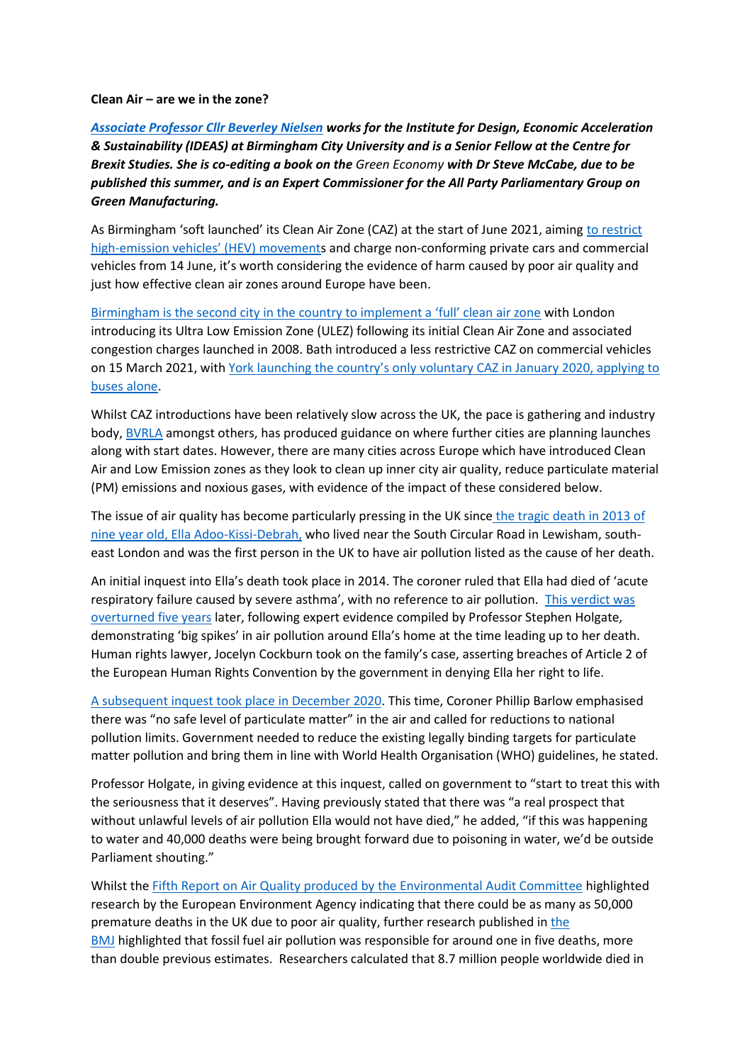**Clean Air – are we in the zone?**

***[Associate Professor Cllr Beverley Nielsen](#) works for the Institute for Design, Economic Acceleration & Sustainability (IDEAS) at Birmingham City University and is a Senior Fellow at the Centre for Brexit Studies. She is co-editing a book on the* Green Economy *with Dr Steve McCabe, due to be published this summer, and is an Expert Commissioner for the All Party Parliamentary Group on Green Manufacturing.***

As Birmingham 'soft launched' its Clean Air Zone (CAZ) at the start of June 2021, aiming to restrict high-emission vehicles' (HEV) movements and charge non-conforming private cars and commercial vehicles from 14 June, it's worth considering the evidence of harm caused by poor air quality and just how effective clean air zones around Europe have been.

Birmingham is the second city in the country to implement a 'full' clean air zone with London introducing its Ultra Low Emission Zone (ULEZ) following its initial Clean Air Zone and associated congestion charges launched in 2008. Bath introduced a less restrictive CAZ on commercial vehicles on 15 March 2021, with York launching the country's only voluntary CAZ in January 2020, applying to buses alone.

Whilst CAZ introductions have been relatively slow across the UK, the pace is gathering and industry body, BVRLA amongst others, has produced guidance on where further cities are planning launches along with start dates. However, there are many cities across Europe which have introduced Clean Air and Low Emission zones as they look to clean up inner city air quality, reduce particulate material (PM) emissions and noxious gases, with evidence of the impact of these considered below.

The issue of air quality has become particularly pressing in the UK since the tragic death in 2013 of nine year old, Ella Adoo-Kissi-Debrah, who lived near the South Circular Road in Lewisham, south-east London and was the first person in the UK to have air pollution listed as the cause of her death.

An initial inquest into Ella's death took place in 2014. The coroner ruled that Ella had died of 'acute respiratory failure caused by severe asthma', with no reference to air pollution. This verdict was overturned five years later, following expert evidence compiled by Professor Stephen Holgate, demonstrating 'big spikes' in air pollution around Ella's home at the time leading up to her death. Human rights lawyer, Jocelyn Cockburn took on the family's case, asserting breaches of Article 2 of the European Human Rights Convention by the government in denying Ella her right to life.

A subsequent inquest took place in December 2020. This time, Coroner Phillip Barlow emphasised there was "no safe level of particulate matter" in the air and called for reductions to national pollution limits. Government needed to reduce the existing legally binding targets for particulate matter pollution and bring them in line with World Health Organisation (WHO) guidelines, he stated.

Professor Holgate, in giving evidence at this inquest, called on government to "start to treat this with the seriousness that it deserves". Having previously stated that there was "a real prospect that without unlawful levels of air pollution Ella would not have died," he added, "if this was happening to water and 40,000 deaths were being brought forward due to poisoning in water, we'd be outside Parliament shouting."

Whilst the Fifth Report on Air Quality produced by the Environmental Audit Committee highlighted research by the European Environment Agency indicating that there could be as many as 50,000 premature deaths in the UK due to poor air quality, further research published in the BMJ highlighted that fossil fuel air pollution was responsible for around one in five deaths, more than double previous estimates. Researchers calculated that 8.7 million people worldwide died in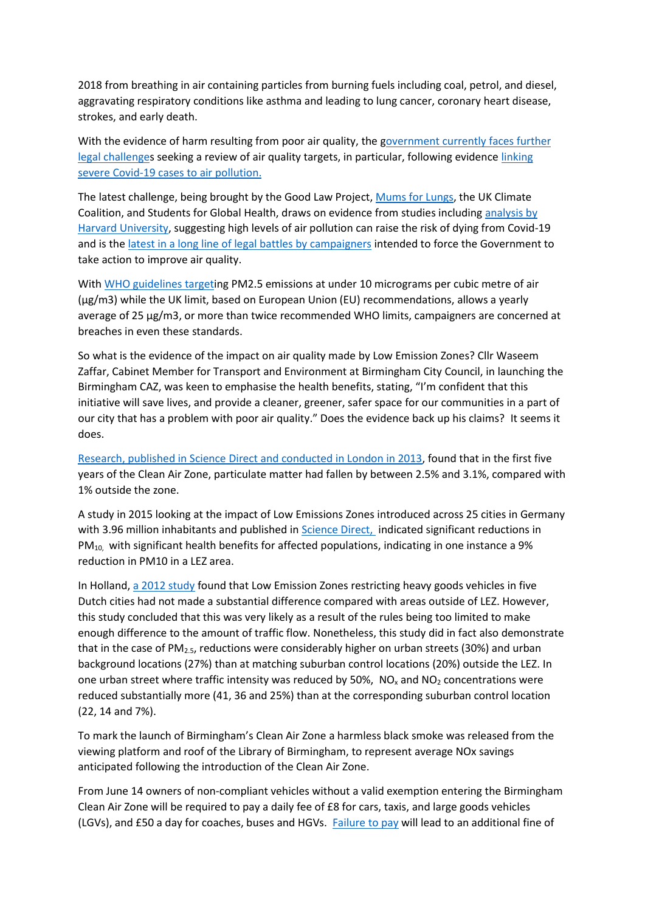2018 from breathing in air containing particles from burning fuels including coal, petrol, and diesel, aggravating respiratory conditions like asthma and leading to lung cancer, coronary heart disease, strokes, and early death.

With the evidence of harm resulting from poor air quality, the government currently faces further legal challenges seeking a review of air quality targets, in particular, following evidence linking severe Covid-19 cases to air pollution.

The latest challenge, being brought by the Good Law Project, Mums for Lungs, the UK Climate Coalition, and Students for Global Health, draws on evidence from studies including analysis by Harvard University, suggesting high levels of air pollution can raise the risk of dying from Covid-19 and is the latest in a long line of legal battles by campaigners intended to force the Government to take action to improve air quality.

With WHO guidelines targeting PM2.5 emissions at under 10 micrograms per cubic metre of air (µg/m3) while the UK limit, based on European Union (EU) recommendations, allows a yearly average of 25 µg/m3, or more than twice recommended WHO limits, campaigners are concerned at breaches in even these standards.

So what is the evidence of the impact on air quality made by Low Emission Zones? Cllr Waseem Zaffar, Cabinet Member for Transport and Environment at Birmingham City Council, in launching the Birmingham CAZ, was keen to emphasise the health benefits, stating, "I'm confident that this initiative will save lives, and provide a cleaner, greener, safer space for our communities in a part of our city that has a problem with poor air quality." Does the evidence back up his claims? It seems it does.

Research, published in Science Direct and conducted in London in 2013, found that in the first five years of the Clean Air Zone, particulate matter had fallen by between 2.5% and 3.1%, compared with 1% outside the zone.

A study in 2015 looking at the impact of Low Emissions Zones introduced across 25 cities in Germany with 3.96 million inhabitants and published in Science Direct, indicated significant reductions in $PM_{10}$, with significant health benefits for affected populations, indicating in one instance a 9% reduction in PM10 in a LEZ area.

In Holland, a 2012 study found that Low Emission Zones restricting heavy goods vehicles in five Dutch cities had not made a substantial difference compared with areas outside of LEZ. However, this study concluded that this was very likely as a result of the rules being too limited to make enough difference to the amount of traffic flow. Nonetheless, this study did in fact also demonstrate that in the case of $PM_{2.5}$, reductions were considerably higher on urban streets (30%) and urban background locations (27%) than at matching suburban control locations (20%) outside the LEZ. In one urban street where traffic intensity was reduced by 50%, $NO_x$ and $NO_2$ concentrations were reduced substantially more (41, 36 and 25%) than at the corresponding suburban control location (22, 14 and 7%).

To mark the launch of Birmingham's Clean Air Zone a harmless black smoke was released from the viewing platform and roof of the Library of Birmingham, to represent average NOx savings anticipated following the introduction of the Clean Air Zone.

From June 14 owners of non-compliant vehicles without a valid exemption entering the Birmingham Clean Air Zone will be required to pay a daily fee of £8 for cars, taxis, and large goods vehicles (LGVs), and £50 a day for coaches, buses and HGVs. Failure to pay will lead to an additional fine of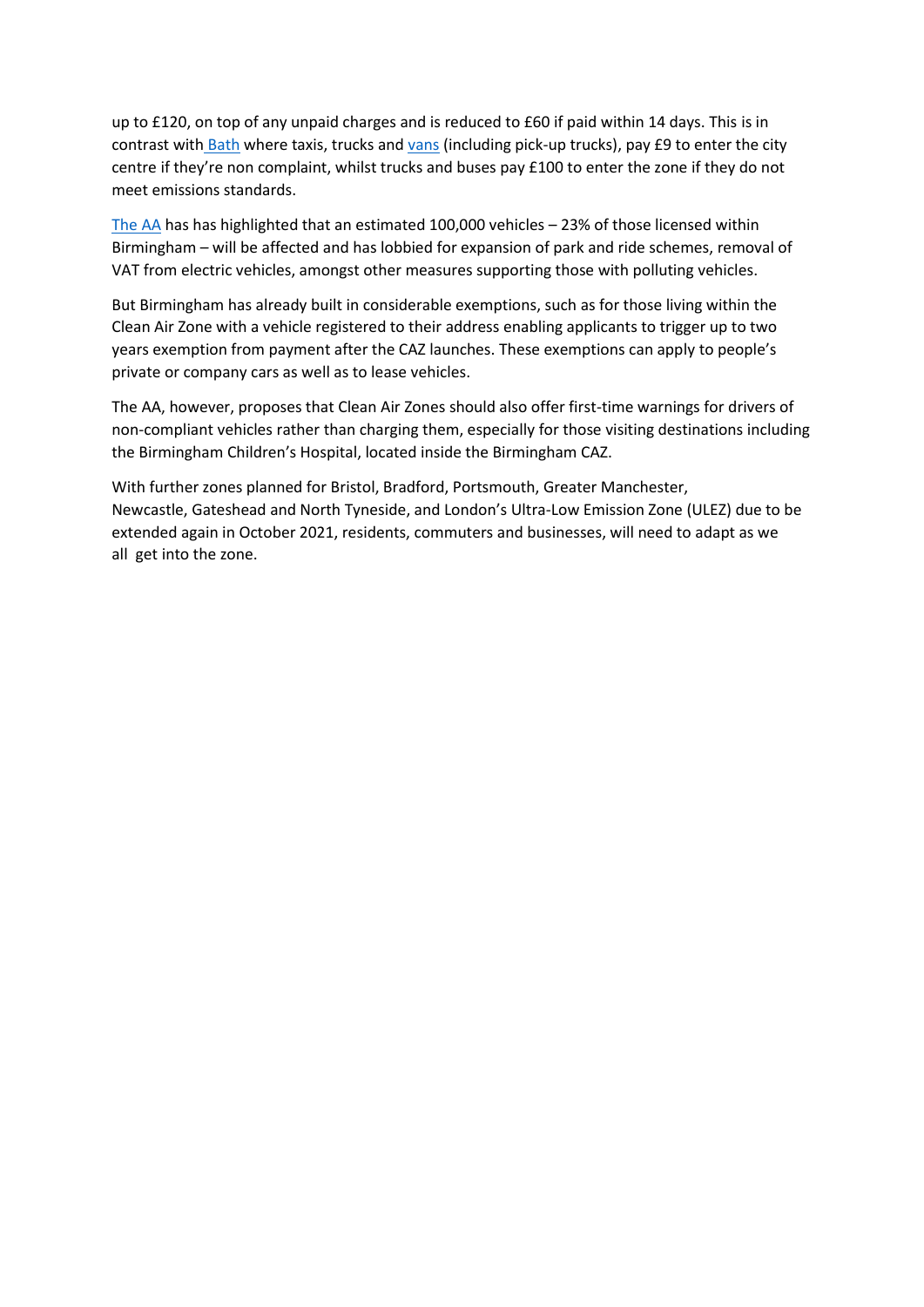up to £120, on top of any unpaid charges and is reduced to £60 if paid within 14 days. This is in contrast with Bath where taxis, trucks and vans (including pick-up trucks), pay £9 to enter the city centre if they're non complaint, whilst trucks and buses pay £100 to enter the zone if they do not meet emissions standards.

The AA has has highlighted that an estimated 100,000 vehicles – 23% of those licensed within Birmingham – will be affected and has lobbied for expansion of park and ride schemes, removal of VAT from electric vehicles, amongst other measures supporting those with polluting vehicles.

But Birmingham has already built in considerable exemptions, such as for those living within the Clean Air Zone with a vehicle registered to their address enabling applicants to trigger up to two years exemption from payment after the CAZ launches. These exemptions can apply to people's private or company cars as well as to lease vehicles.

The AA, however, proposes that Clean Air Zones should also offer first-time warnings for drivers of non-compliant vehicles rather than charging them, especially for those visiting destinations including the Birmingham Children's Hospital, located inside the Birmingham CAZ.

With further zones planned for Bristol, Bradford, Portsmouth, Greater Manchester, Newcastle, Gateshead and North Tyneside, and London's Ultra-Low Emission Zone (ULEZ) due to be extended again in October 2021, residents, commuters and businesses, will need to adapt as we all get into the zone.